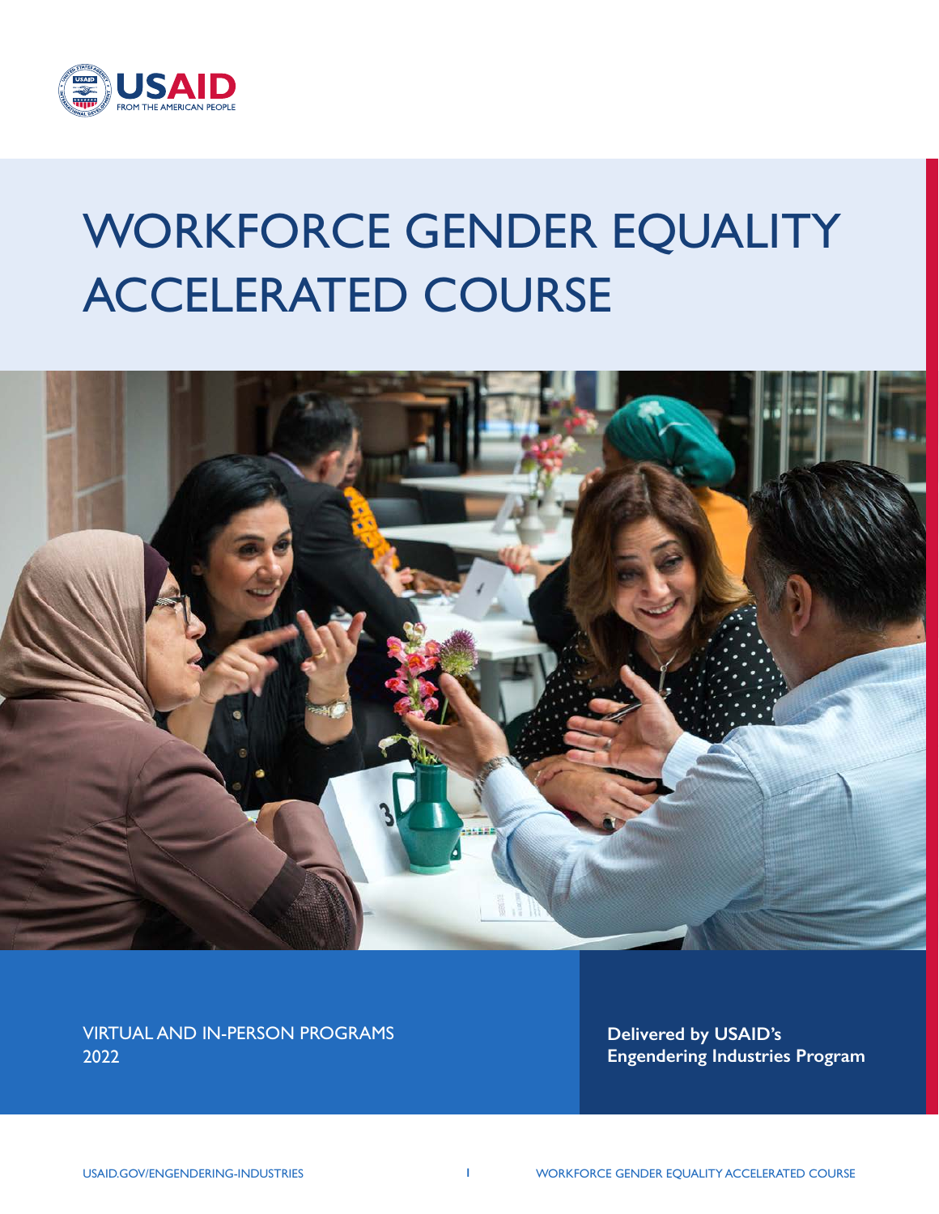USAID
FROM THE AMERICAN PEOPLE

# WORKFORCE GENDER EQUALITY ACCELERATED COURSE

VIRTUAL AND IN-PERSON PROGRAMS
2022

**Delivered by USAID's Engendering Industries Program**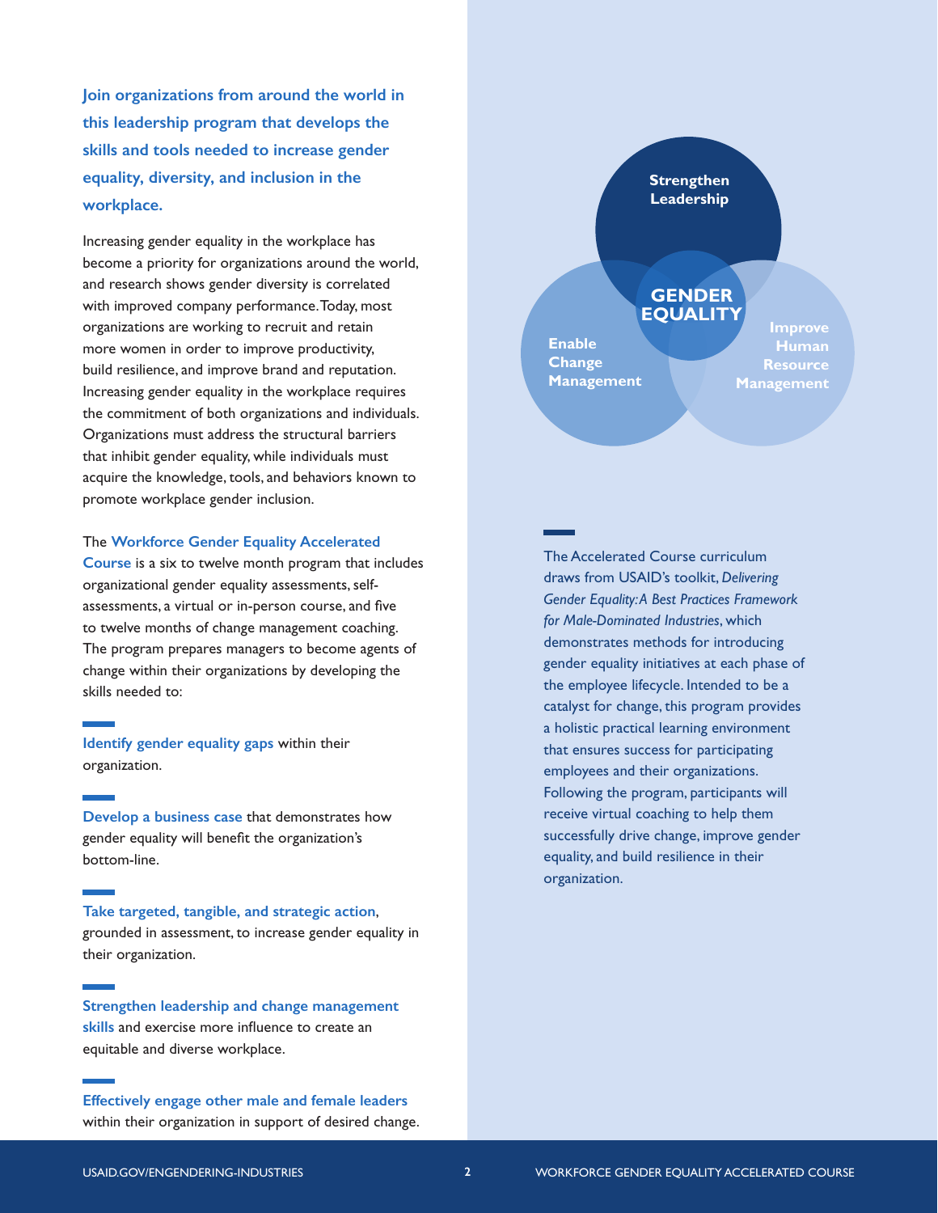**Join organizations from around the world in this leadership program that develops the skills and tools needed to increase gender equality, diversity, and inclusion in the workplace.**

Increasing gender equality in the workplace has become a priority for organizations around the world, and research shows gender diversity is correlated with improved company performance. Today, most organizations are working to recruit and retain more women in order to improve productivity, build resilience, and improve brand and reputation. Increasing gender equality in the workplace requires the commitment of both organizations and individuals. Organizations must address the structural barriers that inhibit gender equality, while individuals must acquire the knowledge, tools, and behaviors known to promote workplace gender inclusion.

The **Workforce Gender Equality Accelerated Course** is a six to twelve month program that includes organizational gender equality assessments, self-assessments, a virtual or in-person course, and five to twelve months of change management coaching. The program prepares managers to become agents of change within their organizations by developing the skills needed to:

- **Identify gender equality gaps** within their organization.
- **Develop a business case** that demonstrates how gender equality will benefit the organization's bottom-line.
- **Take targeted, tangible, and strategic action**, grounded in assessment, to increase gender equality in their organization.
- **Strengthen leadership and change management skills** and exercise more influence to create an equitable and diverse workplace.
- **Effectively engage other male and female leaders** within their organization in support of desired change.

Strengthen Leadership

GENDER EQUALITY

Enable Change Management

Improve Human Resource Management

The Accelerated Course curriculum draws from USAID's toolkit, *Delivering Gender Equality: A Best Practices Framework for Male-Dominated Industries*, which demonstrates methods for introducing gender equality initiatives at each phase of the employee lifecycle. Intended to be a catalyst for change, this program provides a holistic practical learning environment that ensures success for participating employees and their organizations. Following the program, participants will receive virtual coaching to help them successfully drive change, improve gender equality, and build resilience in their organization.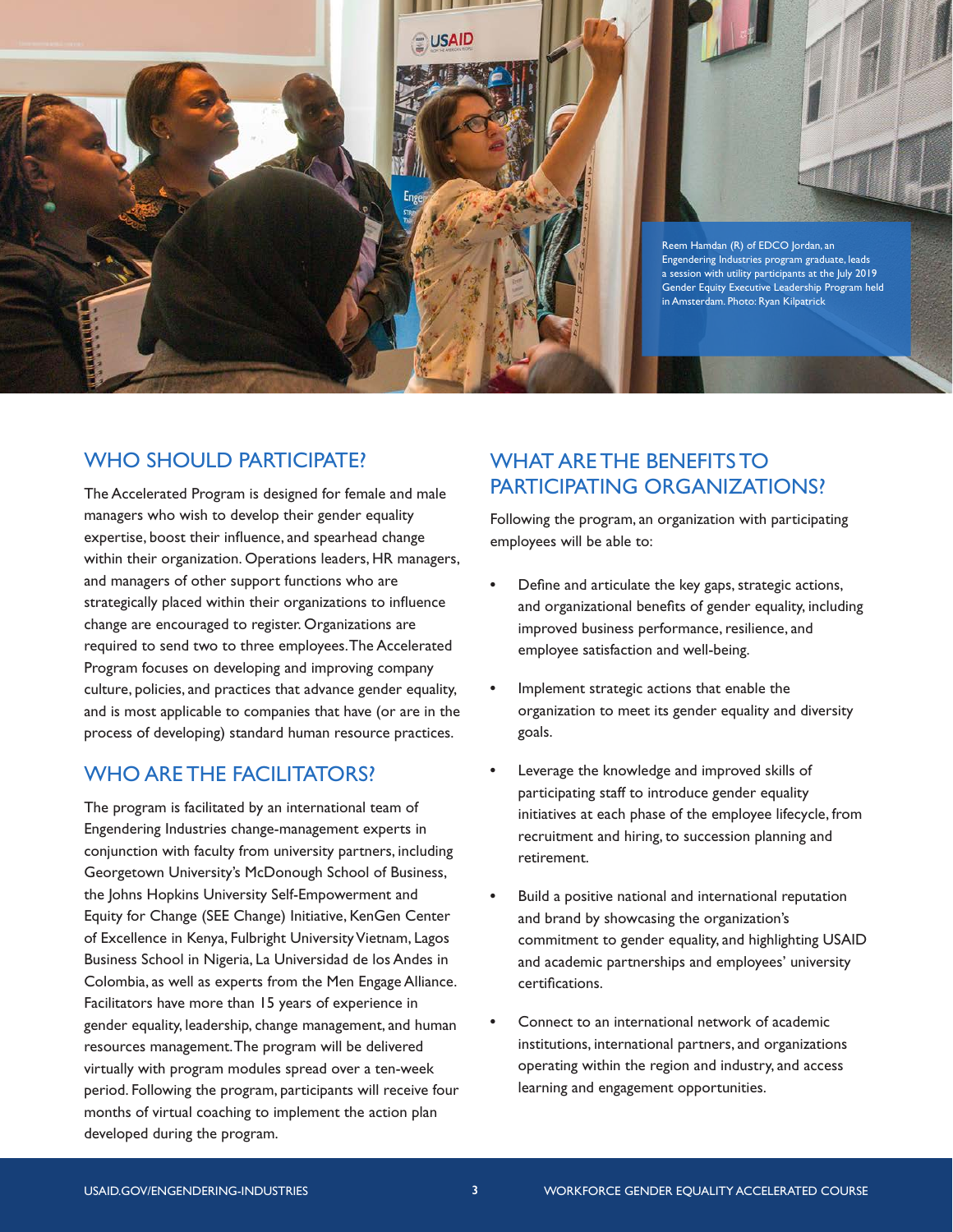Reem Hamdan (R) of EDCO Jordan, an Engendering Industries program graduate, leads a session with utility participants at the July 2019 Gender Equity Executive Leadership Program held in Amsterdam. Photo: Ryan Kilpatrick

## WHO SHOULD PARTICIPATE?

The Accelerated Program is designed for female and male managers who wish to develop their gender equality expertise, boost their influence, and spearhead change within their organization. Operations leaders, HR managers, and managers of other support functions who are strategically placed within their organizations to influence change are encouraged to register. Organizations are required to send two to three employees. The Accelerated Program focuses on developing and improving company culture, policies, and practices that advance gender equality, and is most applicable to companies that have (or are in the process of developing) standard human resource practices.

## WHO ARE THE FACILITATORS?

The program is facilitated by an international team of Engendering Industries change-management experts in conjunction with faculty from university partners, including Georgetown University's McDonough School of Business, the Johns Hopkins University Self-Empowerment and Equity for Change (SEE Change) Initiative, KenGen Center of Excellence in Kenya, Fulbright University Vietnam, Lagos Business School in Nigeria, La Universidad de los Andes in Colombia, as well as experts from the Men Engage Alliance. Facilitators have more than 15 years of experience in gender equality, leadership, change management, and human resources management. The program will be delivered virtually with program modules spread over a ten-week period. Following the program, participants will receive four months of virtual coaching to implement the action plan developed during the program.

## WHAT ARE THE BENEFITS TO PARTICIPATING ORGANIZATIONS?

Following the program, an organization with participating employees will be able to:

- Define and articulate the key gaps, strategic actions, and organizational benefits of gender equality, including improved business performance, resilience, and employee satisfaction and well-being.
- Implement strategic actions that enable the organization to meet its gender equality and diversity goals.
- Leverage the knowledge and improved skills of participating staff to introduce gender equality initiatives at each phase of the employee lifecycle, from recruitment and hiring, to succession planning and retirement.
- Build a positive national and international reputation and brand by showcasing the organization's commitment to gender equality, and highlighting USAID and academic partnerships and employees' university certifications.
- Connect to an international network of academic institutions, international partners, and organizations operating within the region and industry, and access learning and engagement opportunities.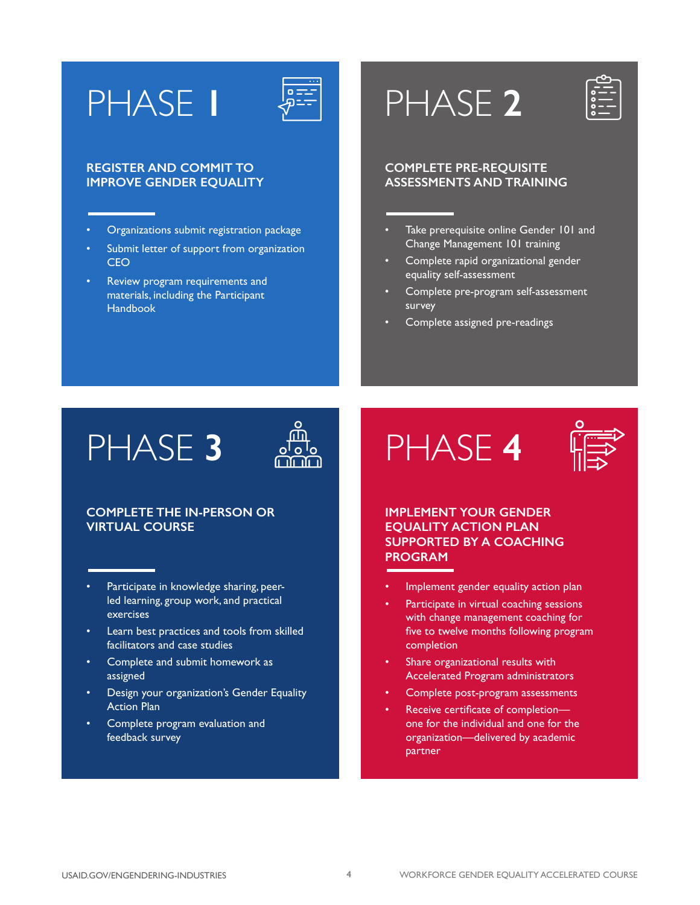## PHASE 1

### REGISTER AND COMMIT TO IMPROVE GENDER EQUALITY

- Organizations submit registration package
- Submit letter of support from organization CEO
- Review program requirements and materials, including the Participant Handbook

## PHASE 2

### COMPLETE PRE-REQUISITE ASSESSMENTS AND TRAINING

- Take prerequisite online Gender 101 and Change Management 101 training
- Complete rapid organizational gender equality self-assessment
- Complete pre-program self-assessment survey
- Complete assigned pre-readings

## PHASE 3

### COMPLETE THE IN-PERSON OR VIRTUAL COURSE

- Participate in knowledge sharing, peer-led learning, group work, and practical exercises
- Learn best practices and tools from skilled facilitators and case studies
- Complete and submit homework as assigned
- Design your organization's Gender Equality Action Plan
- Complete program evaluation and feedback survey

## PHASE 4

### IMPLEMENT YOUR GENDER EQUALITY ACTION PLAN SUPPORTED BY A COACHING PROGRAM

- Implement gender equality action plan
- Participate in virtual coaching sessions with change management coaching for five to twelve months following program completion
- Share organizational results with Accelerated Program administrators
- Complete post-program assessments
- Receive certificate of completion—one for the individual and one for the organization—delivered by academic partner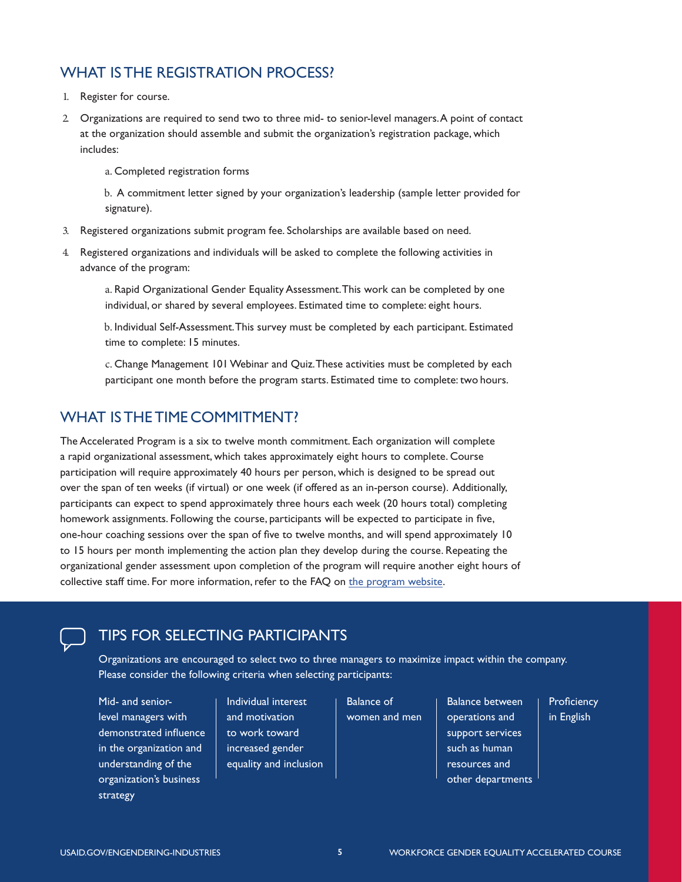## WHAT IS THE REGISTRATION PROCESS?

1. Register for course.
2. Organizations are required to send two to three mid- to senior-level managers. A point of contact at the organization should assemble and submit the organization's registration package, which includes:

   a. Completed registration forms

   b. A commitment letter signed by your organization's leadership (sample letter provided for signature).
3. Registered organizations submit program fee. Scholarships are available based on need.
4. Registered organizations and individuals will be asked to complete the following activities in advance of the program:

   a. Rapid Organizational Gender Equality Assessment. This work can be completed by one individual, or shared by several employees. Estimated time to complete: eight hours.

   b. Individual Self-Assessment. This survey must be completed by each participant. Estimated time to complete: 15 minutes.

   c. Change Management 101 Webinar and Quiz. These activities must be completed by each participant one month before the program starts. Estimated time to complete: two hours.

## WHAT IS THE TIME COMMITMENT?

The Accelerated Program is a six to twelve month commitment. Each organization will complete a rapid organizational assessment, which takes approximately eight hours to complete. Course participation will require approximately 40 hours per person, which is designed to be spread out over the span of ten weeks (if virtual) or one week (if offered as an in-person course). Additionally, participants can expect to spend approximately three hours each week (20 hours total) completing homework assignments. Following the course, participants will be expected to participate in five, one-hour coaching sessions over the span of five to twelve months, and will spend approximately 10 to 15 hours per month implementing the action plan they develop during the course. Repeating the organizational gender assessment upon completion of the program will require another eight hours of collective staff time. For more information, refer to the FAQ on the program website.

## TIPS FOR SELECTING PARTICIPANTS

Organizations are encouraged to select two to three managers to maximize impact within the company. Please consider the following criteria when selecting participants:

- Mid- and senior-level managers with demonstrated influence in the organization and understanding of the organization's business strategy
- Individual interest and motivation to work toward increased gender equality and inclusion
- Balance of women and men
- Balance between operations and support services such as human resources and other departments
- Proficiency in English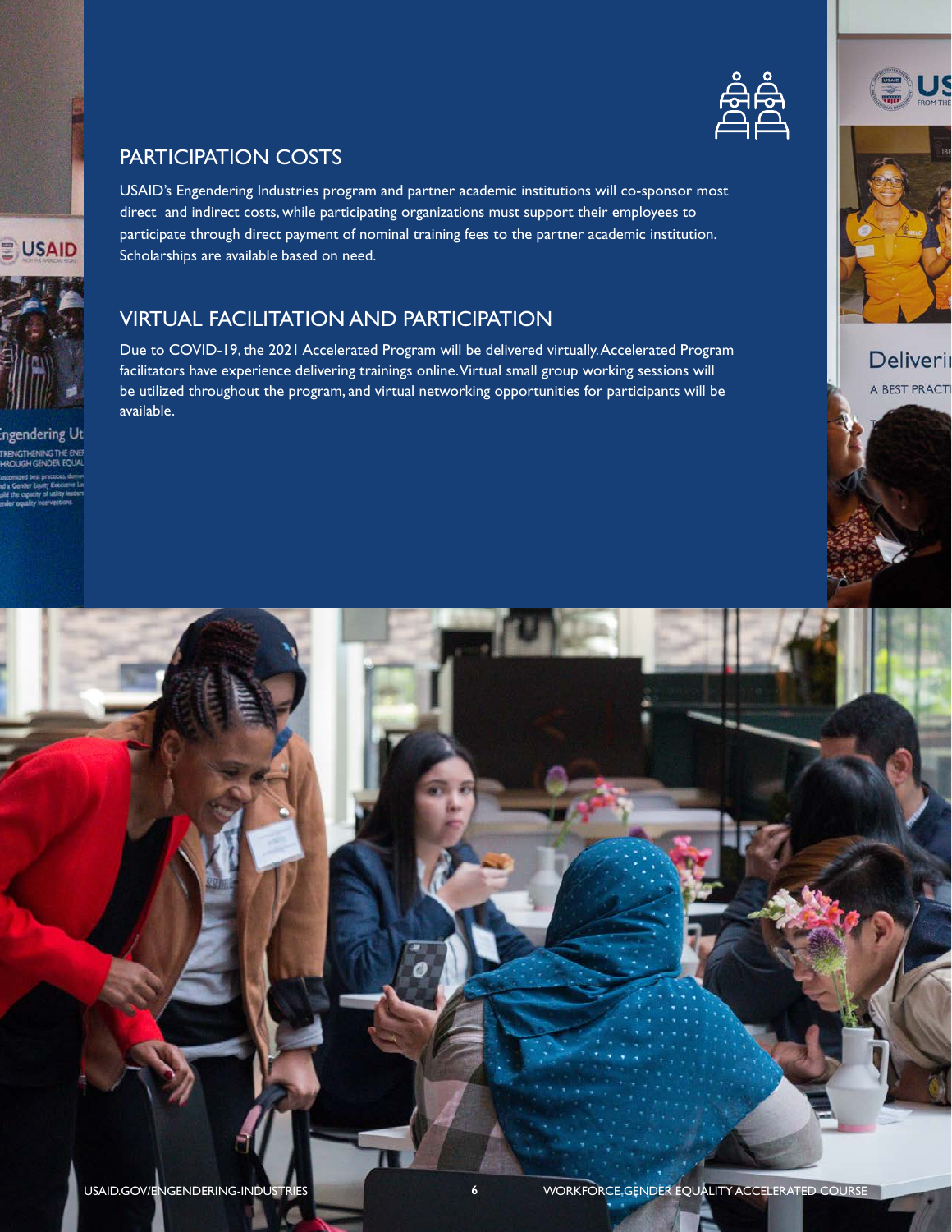## PARTICIPATION COSTS

USAID's Engendering Industries program and partner academic institutions will co-sponsor most direct and indirect costs, while participating organizations must support their employees to participate through direct payment of nominal training fees to the partner academic institution. Scholarships are available based on need.

## VIRTUAL FACILITATION AND PARTICIPATION

Due to COVID-19, the 2021 Accelerated Program will be delivered virtually. Accelerated Program facilitators have experience delivering trainings online. Virtual small group working sessions will be utilized throughout the program, and virtual networking opportunities for participants will be available.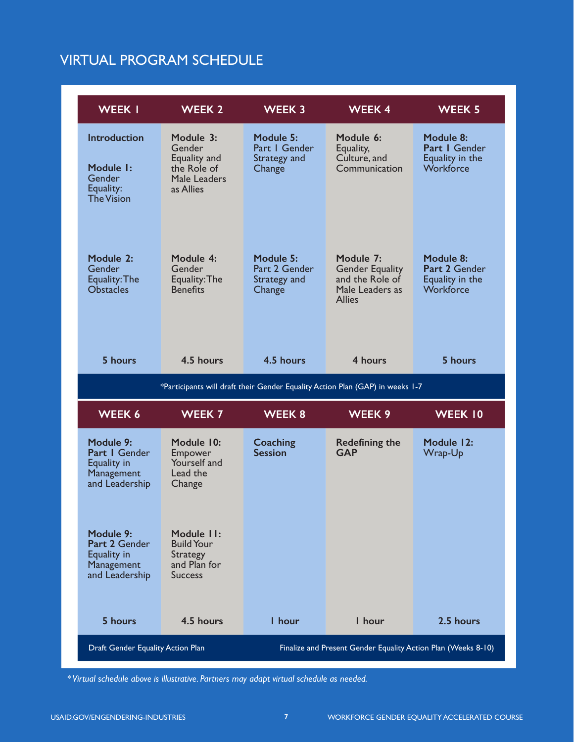## VIRTUAL PROGRAM SCHEDULE

| WEEK 1 | WEEK 2 | WEEK 3 | WEEK 4 | WEEK 5 |
|---|---|---|---|---|
| **Introduction**<br><br>**Module 1:** Gender Equality: The Vision | **Module 3:** Gender Equality and the Role of Male Leaders as Allies | **Module 5:** Part 1 Gender Strategy and Change | **Module 6:** Equality, Culture, and Communication | **Module 8:** **Part 1** Gender Equality in the Workforce |
| **Module 2:** Gender Equality: The Obstacles | **Module 4:** Gender Equality: The Benefits | **Module 5:** Part 2 Gender Strategy and Change | **Module 7:** Gender Equality and the Role of Male Leaders as Allies | **Module 8:** **Part 2** Gender Equality in the Workforce |
| **5 hours** | **4.5 hours** | **4.5 hours** | **4 hours** | **5 hours** |

*Participants will draft their Gender Equality Action Plan (GAP) in weeks 1-7

| WEEK 6 | WEEK 7 | WEEK 8 | WEEK 9 | WEEK 10 |
|---|---|---|---|---|
| **Module 9:** **Part 1** Gender Equality in Management and Leadership | **Module 10:** Empower Yourself and Lead the Change | **Coaching Session** | **Redefining the GAP** | **Module 12:** Wrap-Up |
| **Module 9:** **Part 2** Gender Equality in Management and Leadership | **Module 11:** Build Your Strategy and Plan for Success | | | |
| **5 hours** | **4.5 hours** | **1 hour** | **1 hour** | **2.5 hours** |

Draft Gender Equality Action Plan | Finalize and Present Gender Equality Action Plan (Weeks 8-10)

*\*Virtual schedule above is illustrative. Partners may adapt virtual schedule as needed.*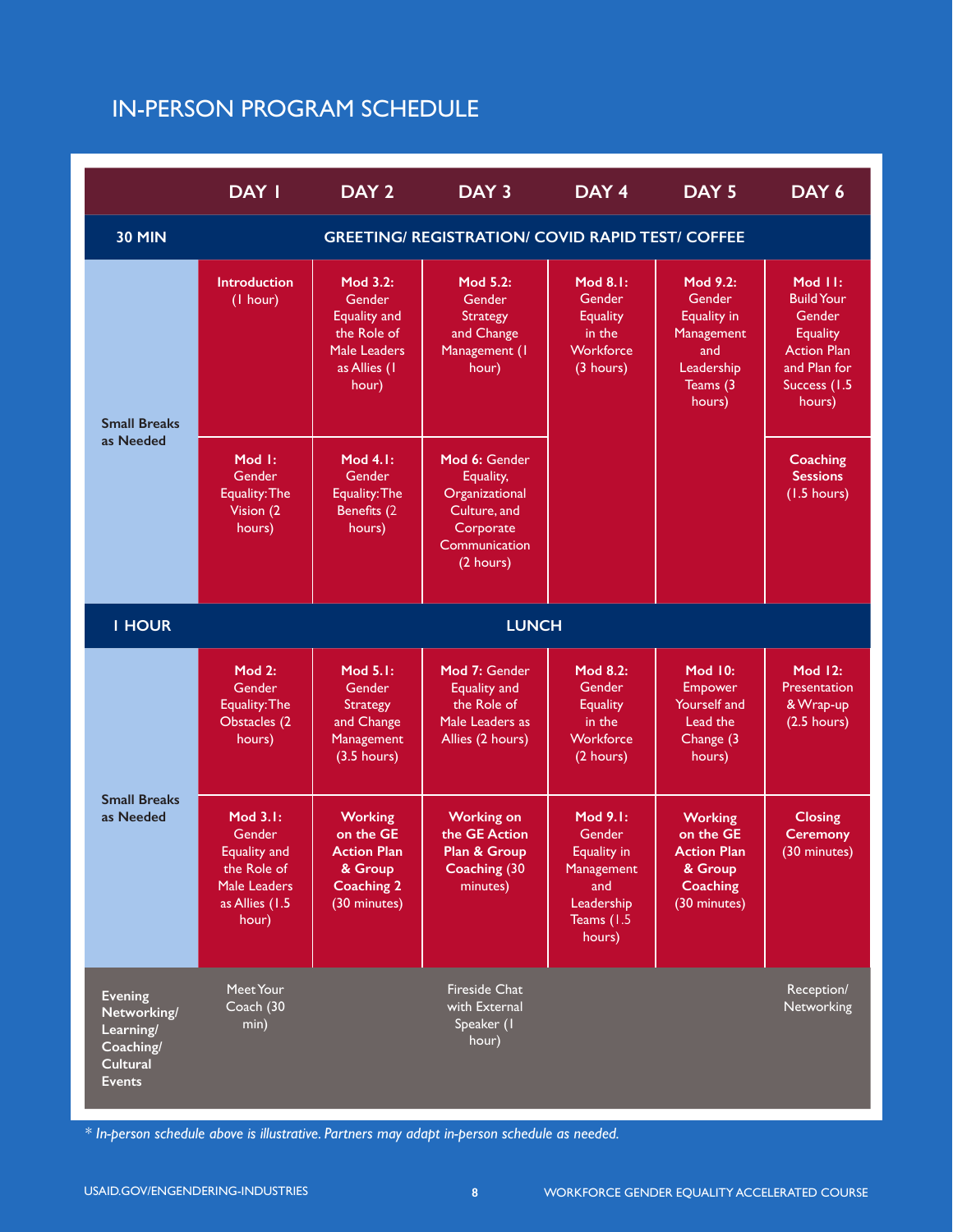## IN-PERSON PROGRAM SCHEDULE

| | DAY 1 | DAY 2 | DAY 3 | DAY 4 | DAY 5 | DAY 6 |
|---|---|---|---|---|---|---|
| **30 MIN** | **GREETING/ REGISTRATION/ COVID RAPID TEST/ COFFEE** | | | | | |
| **Small Breaks as Needed** | **Introduction** (1 hour) | **Mod 3.2:** Gender Equality and the Role of Male Leaders as Allies (1 hour) | **Mod 5.2:** Gender Strategy and Change Management (1 hour) | **Mod 8.1:** Gender Equality in the Workforce (3 hours) | **Mod 9.2:** Gender Equality in Management and Leadership Teams (3 hours) | **Mod 11:** Build Your Gender Equality Action Plan and Plan for Success (1.5 hours) |
| | **Mod 1:** Gender Equality: The Vision (2 hours) | **Mod 4.1:** Gender Equality: The Benefits (2 hours) | **Mod 6:** Gender Equality, Organizational Culture, and Corporate Communication (2 hours) | | | **Coaching Sessions** (1.5 hours) |
| **1 HOUR** | **LUNCH** | | | | | |
| **Small Breaks as Needed** | **Mod 2:** Gender Equality: The Obstacles (2 hours) | **Mod 5.1:** Gender Strategy and Change Management (3.5 hours) | **Mod 7:** Gender Equality and the Role of Male Leaders as Allies (2 hours) | **Mod 8.2:** Gender Equality in the Workforce (2 hours) | **Mod 10:** Empower Yourself and Lead the Change (3 hours) | **Mod 12:** Presentation & Wrap-up (2.5 hours) |
| | **Mod 3.1:** Gender Equality and the Role of Male Leaders as Allies (1.5 hour) | **Working on the GE Action Plan & Group Coaching 2** (30 minutes) | **Working on the GE Action Plan & Group Coaching** (30 minutes) | **Mod 9.1:** Gender Equality in Management and Leadership Teams (1.5 hours) | **Working on the GE Action Plan & Group Coaching** (30 minutes) | **Closing Ceremony** (30 minutes) |
| **Evening Networking/ Learning/ Coaching/ Cultural Events** | Meet Your Coach (30 min) | | Fireside Chat with External Speaker (1 hour) | | | Reception/ Networking |

*\* In-person schedule above is illustrative. Partners may adapt in-person schedule as needed.*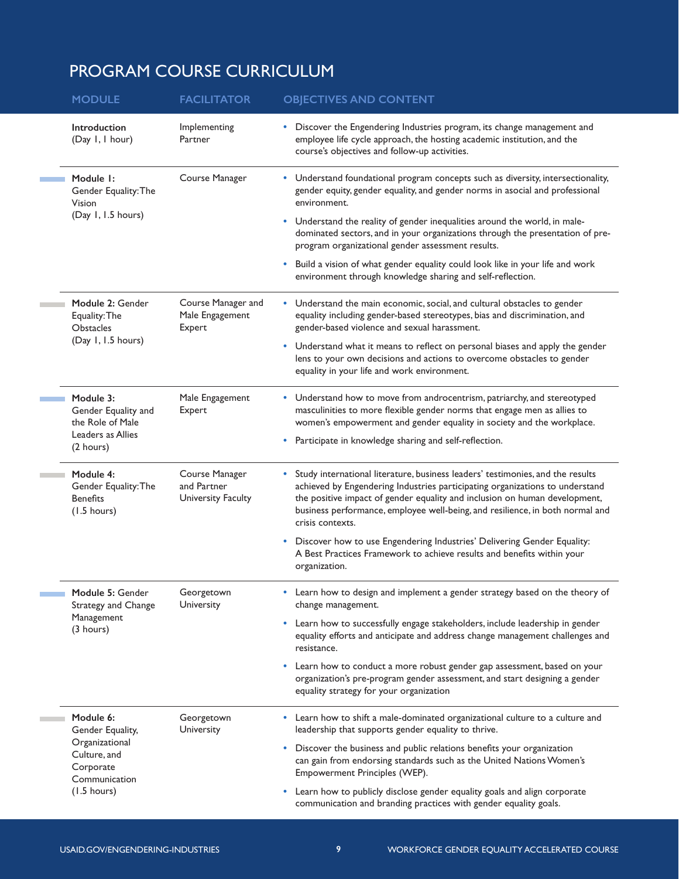# PROGRAM COURSE CURRICULUM

| MODULE | FACILITATOR | OBJECTIVES AND CONTENT |
|---|---|---|
| **Introduction** (Day 1, 1 hour) | Implementing Partner | • Discover the Engendering Industries program, its change management and employee life cycle approach, the hosting academic institution, and the course's objectives and follow-up activities. |
| **Module 1:** Gender Equality: The Vision (Day 1, 1.5 hours) | Course Manager | • Understand foundational program concepts such as diversity, intersectionality, gender equity, gender equality, and gender norms in asocial and professional environment.<br>• Understand the reality of gender inequalities around the world, in male-dominated sectors, and in your organizations through the presentation of pre-program organizational gender assessment results.<br>• Build a vision of what gender equality could look like in your life and work environment through knowledge sharing and self-reflection. |
| **Module 2:** Gender Equality: The Obstacles (Day 1, 1.5 hours) | Course Manager and Male Engagement Expert | • Understand the main economic, social, and cultural obstacles to gender equality including gender-based stereotypes, bias and discrimination, and gender-based violence and sexual harassment.<br>• Understand what it means to reflect on personal biases and apply the gender lens to your own decisions and actions to overcome obstacles to gender equality in your life and work environment. |
| **Module 3:** Gender Equality and the Role of Male Leaders as Allies (2 hours) | Male Engagement Expert | • Understand how to move from androcentrism, patriarchy, and stereotyped masculinities to more flexible gender norms that engage men as allies to women's empowerment and gender equality in society and the workplace.<br>• Participate in knowledge sharing and self-reflection. |
| **Module 4:** Gender Equality: The Benefits (1.5 hours) | Course Manager and Partner University Faculty | • Study international literature, business leaders' testimonies, and the results achieved by Engendering Industries participating organizations to understand the positive impact of gender equality and inclusion on human development, business performance, employee well-being, and resilience, in both normal and crisis contexts.<br>• Discover how to use Engendering Industries' Delivering Gender Equality: A Best Practices Framework to achieve results and benefits within your organization. |
| **Module 5:** Gender Strategy and Change Management (3 hours) | Georgetown University | • Learn how to design and implement a gender strategy based on the theory of change management.<br>• Learn how to successfully engage stakeholders, include leadership in gender equality efforts and anticipate and address change management challenges and resistance.<br>• Learn how to conduct a more robust gender gap assessment, based on your organization's pre-program gender assessment, and start designing a gender equality strategy for your organization |
| **Module 6:** Gender Equality, Organizational Culture, and Corporate Communication (1.5 hours) | Georgetown University | • Learn how to shift a male-dominated organizational culture to a culture and leadership that supports gender equality to thrive.<br>• Discover the business and public relations benefits your organization can gain from endorsing standards such as the United Nations Women's Empowerment Principles (WEP).<br>• Learn how to publicly disclose gender equality goals and align corporate communication and branding practices with gender equality goals. |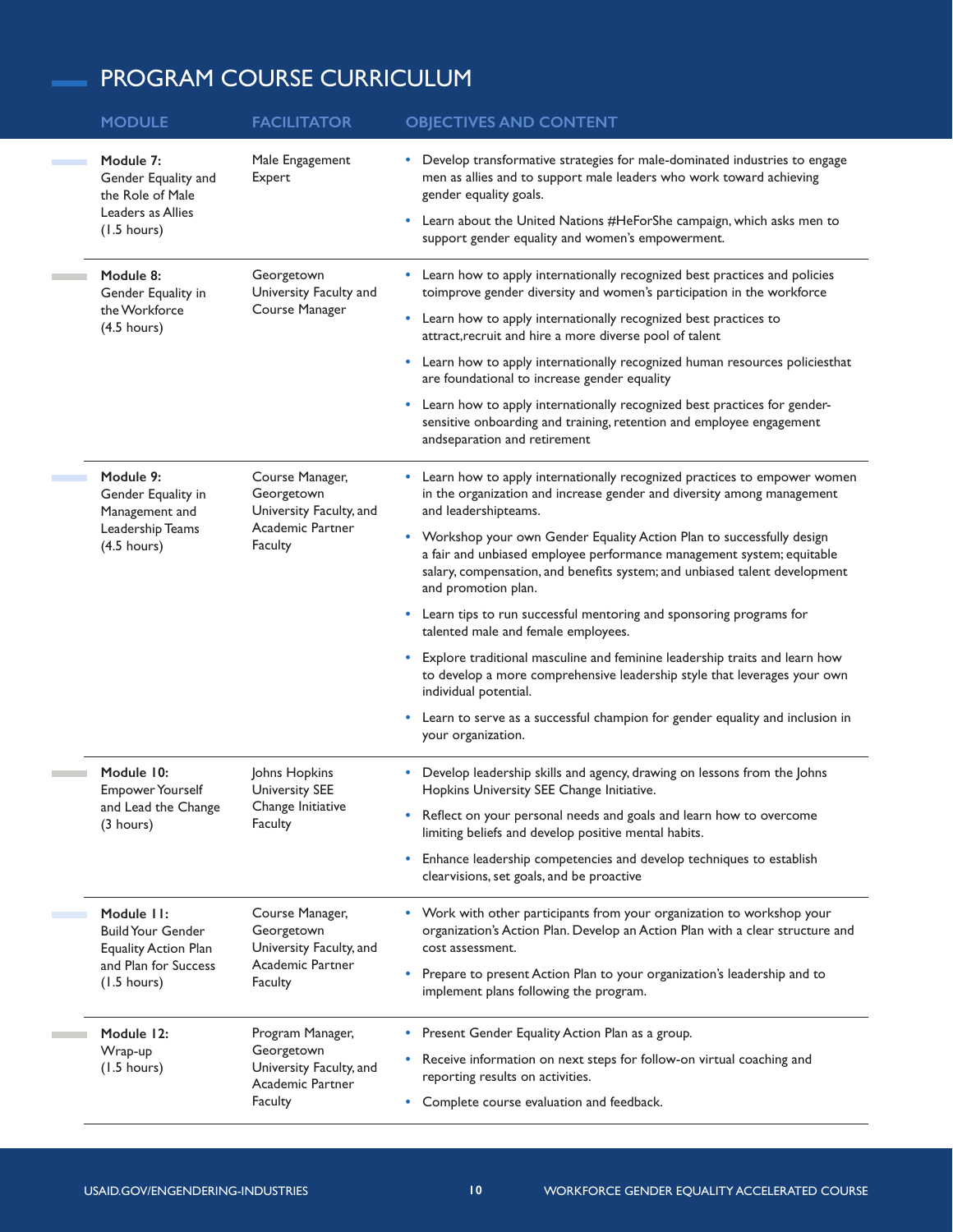## PROGRAM COURSE CURRICULUM

| MODULE | FACILITATOR | OBJECTIVES AND CONTENT |
|---|---|---|
| **Module 7:** Gender Equality and the Role of Male Leaders as Allies (1.5 hours) | Male Engagement Expert | • Develop transformative strategies for male-dominated industries to engage men as allies and to support male leaders who work toward achieving gender equality goals. <br> • Learn about the United Nations #HeForShe campaign, which asks men to support gender equality and women's empowerment. |
| **Module 8:** Gender Equality in the Workforce (4.5 hours) | Georgetown University Faculty and Course Manager | • Learn how to apply internationally recognized best practices and policies toimprove gender diversity and women's participation in the workforce <br> • Learn how to apply internationally recognized best practices to attract,recruit and hire a more diverse pool of talent <br> • Learn how to apply internationally recognized human resources policiesthat are foundational to increase gender equality <br> • Learn how to apply internationally recognized best practices for gender-sensitive onboarding and training, retention and employee engagement andseparation and retirement |
| **Module 9:** Gender Equality in Management and Leadership Teams (4.5 hours) | Course Manager, Georgetown University Faculty, and Academic Partner Faculty | • Learn how to apply internationally recognized practices to empower women in the organization and increase gender and diversity among management and leadershipteams. <br> • Workshop your own Gender Equality Action Plan to successfully design a fair and unbiased employee performance management system; equitable salary, compensation, and benefits system; and unbiased talent development and promotion plan. <br> • Learn tips to run successful mentoring and sponsoring programs for talented male and female employees. <br> • Explore traditional masculine and feminine leadership traits and learn how to develop a more comprehensive leadership style that leverages your own individual potential. <br> • Learn to serve as a successful champion for gender equality and inclusion in your organization. |
| **Module 10:** Empower Yourself and Lead the Change (3 hours) | Johns Hopkins University SEE Change Initiative Faculty | • Develop leadership skills and agency, drawing on lessons from the Johns Hopkins University SEE Change Initiative. <br> • Reflect on your personal needs and goals and learn how to overcome limiting beliefs and develop positive mental habits. <br> • Enhance leadership competencies and develop techniques to establish clearvisions, set goals, and be proactive |
| **Module 11:** Build Your Gender Equality Action Plan and Plan for Success (1.5 hours) | Course Manager, Georgetown University Faculty, and Academic Partner Faculty | • Work with other participants from your organization to workshop your organization's Action Plan. Develop an Action Plan with a clear structure and cost assessment. <br> • Prepare to present Action Plan to your organization's leadership and to implement plans following the program. |
| **Module 12:** Wrap-up (1.5 hours) | Program Manager, Georgetown University Faculty, and Academic Partner Faculty | • Present Gender Equality Action Plan as a group. <br> • Receive information on next steps for follow-on virtual coaching and reporting results on activities. <br> • Complete course evaluation and feedback. |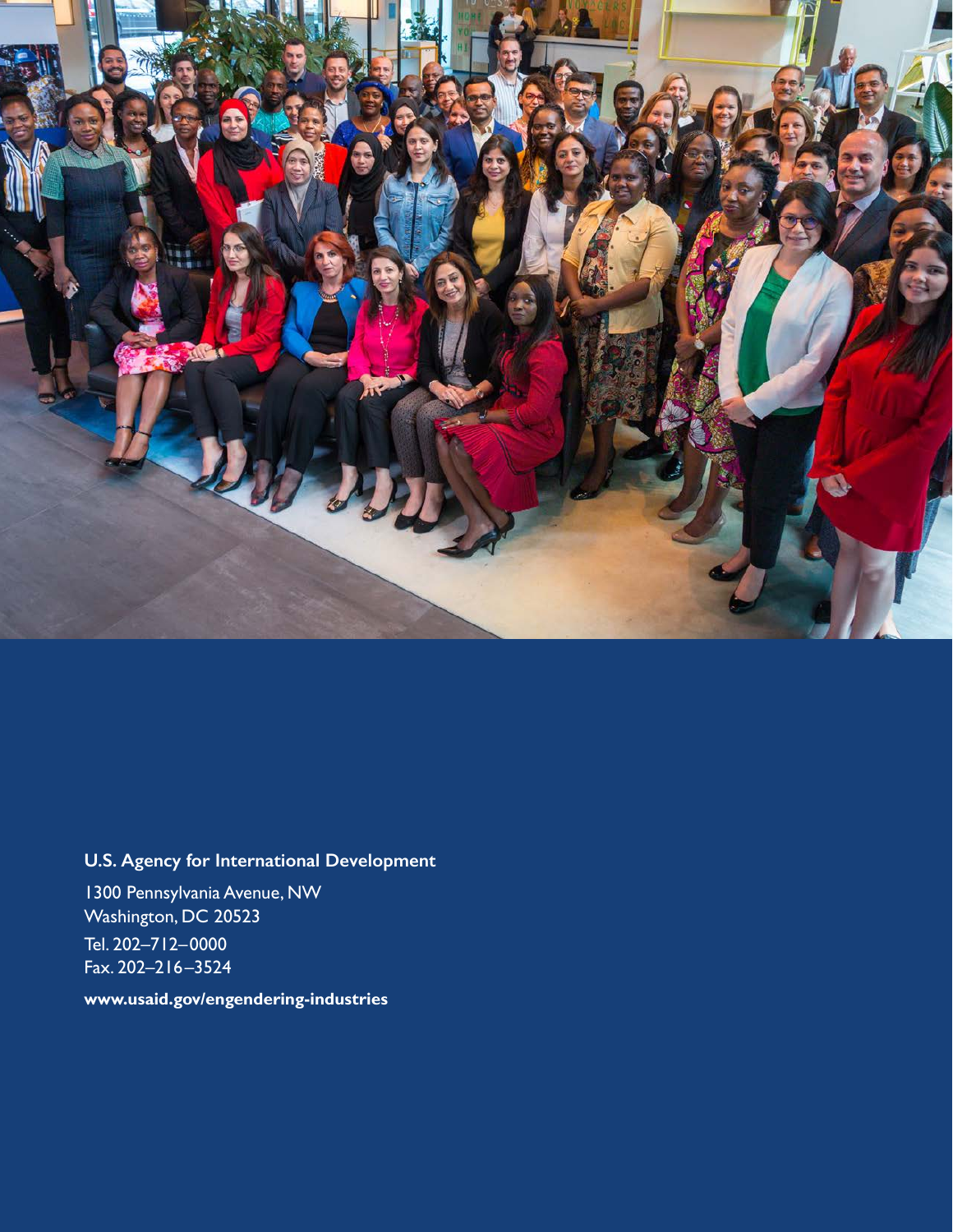**U.S. Agency for International Development**

1300 Pennsylvania Avenue, NW
Washington, DC 20523

Tel. 202–712–0000
Fax. 202–216–3524

**www.usaid.gov/engendering-industries**